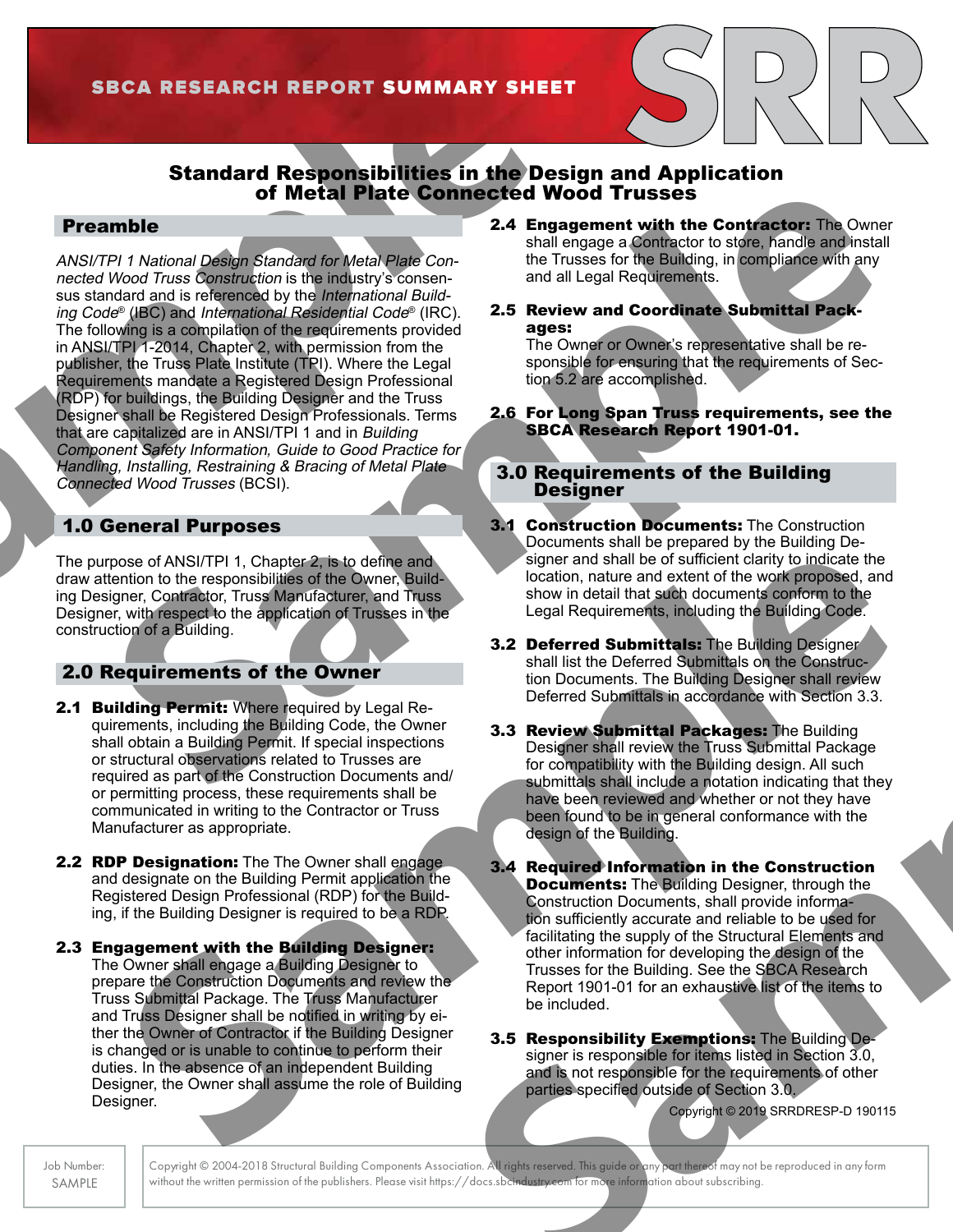SBCA RESEARCH REPORT **SUMMARY SHEET**

# Standard Responsibilities in the Design and Application of Metal Plate Connected Wood Trusses

## Preamble

*ANSI/TPI 1 National Design Standard for Metal Plate Connected Wood Truss Construction* is the industry's consensus standard and is referenced by the *International Building Code*® (IBC) and *International Residential Code*® (IRC). The following is a compilation of the requirements provided in ANSI/TPI 1-2014, Chapter 2, with permission from the publisher, the Truss Plate Institute (TPI). Where the Legal Requirements mandate a Registered Design Professional (RDP) for buildings, the Building Designer and the Truss Designer shall be Registered Design Professionals. Terms that are capitalized are in ANSI/TPI 1 and in *Building Component Safety Information, Guide to Good Practice for Handling, Installing, Restraining & Bracing of Metal Plate Connected Wood Trusses* (BCSI).

## 1.0 General Purposes

The purpose of ANSI/TPI 1, Chapter 2, is to define and draw attention to the responsibilities of the Owner, Building Designer, Contractor, Truss Manufacturer, and Truss Designer, with respect to the application of Trusses in the construction of a Building.

## 2.0 Requirements of the Owner

**2.1 Building Permit:** Where required by Legal Requirements, including the Building Code, the Owner shall obtain a Building Permit. If special inspections or structural observations related to Trusses are required as part of the Construction Documents and/or permitting process, these requirements shall be communicated in writing to the Contractor or Truss Manufacturer as appropriate.

**2.2 RDP Designation:** The The Owner shall engage and designate on the Building Permit application the Registered Design Professional (RDP) for the Building, if the Building Designer is required to be a RDP.

**2.3 Engagement with the Building Designer:** The Owner shall engage a Building Designer to prepare the Construction Documents and review the Truss Submittal Package. The Truss Manufacturer and Truss Designer shall be notified in writing by either the Owner of Contractor if the Building Designer is changed or is unable to continue to perform their duties. In the absence of an independent Building Designer, the Owner shall assume the role of Building Designer.

**2.4 Engagement with the Contractor:** The Owner shall engage a Contractor to store, handle and install the Trusses for the Building, in compliance with any and all Legal Requirements.

**2.5 Review and Coordinate Submittal Packages:** The Owner or Owner's representative shall be responsible for ensuring that the requirements of Section 5.2 are accomplished.

**2.6 For Long Span Truss requirements, see the SBCA Research Report 1901-01.**

## 3.0 Requirements of the Building Designer

**3.1 Construction Documents:** The Construction Documents shall be prepared by the Building Designer and shall be of sufficient clarity to indicate the location, nature and extent of the work proposed, and show in detail that such documents conform to the Legal Requirements, including the Building Code.

**3.2 Deferred Submittals:** The Building Designer shall list the Deferred Submittals on the Construction Documents. The Building Designer shall review Deferred Submittals in accordance with Section 3.3.

**3.3 Review Submittal Packages:** The Building Designer shall review the Truss Submittal Package for compatibility with the Building design. All such submittals shall include a notation indicating that they have been reviewed and whether or not they have been found to be in general conformance with the design of the Building.

**3.4 Required Information in the Construction Documents:** The Building Designer, through the Construction Documents, shall provide information sufficiently accurate and reliable to be used for facilitating the supply of the Structural Elements and other information for developing the design of the Trusses for the Building. See the SBCA Research Report 1901-01 for an exhaustive list of the items to be included.

**3.5 Responsibility Exemptions:** The Building Designer is responsible for items listed in Section 3.0, and is not responsible for the requirements of other parties specified outside of Section 3.0.

Copyright © 2019 SRRDRESP-D 190115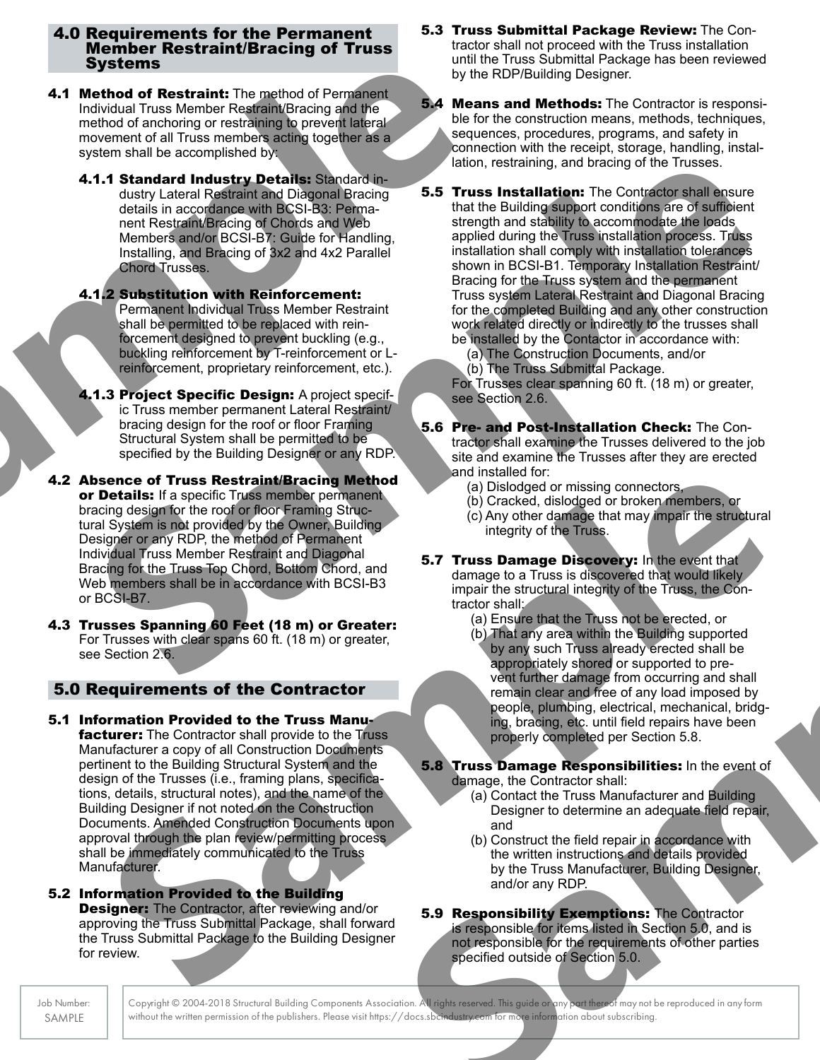## 4.0 Requirements for the Permanent Member Restraint/Bracing of Truss Systems

**4.1 Method of Restraint:** The method of Permanent Individual Truss Member Restraint/Bracing and the method of anchoring or restraining to prevent lateral movement of all Truss members acting together as a system shall be accomplished by:

**4.1.1 Standard Industry Details:** Standard industry Lateral Restraint and Diagonal Bracing details in accordance with BCSI-B3: Permanent Restraint/Bracing of Chords and Web Members and/or BCSI-B7: Guide for Handling, Installing, and Bracing of 3x2 and 4x2 Parallel Chord Trusses.

**4.1.2 Substitution with Reinforcement:** Permanent Individual Truss Member Restraint shall be permitted to be replaced with reinforcement designed to prevent buckling (e.g., buckling reinforcement by T-reinforcement or L-reinforcement, proprietary reinforcement, etc.).

**4.1.3 Project Specific Design:** A project specific Truss member permanent Lateral Restraint/bracing design for the roof or floor Framing Structural System shall be permitted to be specified by the Building Designer or any RDP.

**4.2 Absence of Truss Restraint/Bracing Method or Details:** If a specific Truss member permanent bracing design for the roof or floor Framing Structural System is not provided by the Owner, Building Designer or any RDP, the method of Permanent Individual Truss Member Restraint and Diagonal Bracing for the Truss Top Chord, Bottom Chord, and Web members shall be in accordance with BCSI-B3 or BCSI-B7.

**4.3 Trusses Spanning 60 Feet (18 m) or Greater:** For Trusses with clear spans 60 ft. (18 m) or greater, see Section 2.6.

## 5.0 Requirements of the Contractor

**5.1 Information Provided to the Truss Manufacturer:** The Contractor shall provide to the Truss Manufacturer a copy of all Construction Documents pertinent to the Building Structural System and the design of the Trusses (i.e., framing plans, specifications, details, structural notes), and the name of the Building Designer if not noted on the Construction Documents. Amended Construction Documents upon approval through the plan review/permitting process shall be immediately communicated to the Truss Manufacturer.

**5.2 Information Provided to the Building Designer:** The Contractor, after reviewing and/or approving the Truss Submittal Package, shall forward the Truss Submittal Package to the Building Designer for review.

**5.3 Truss Submittal Package Review:** The Contractor shall not proceed with the Truss installation until the Truss Submittal Package has been reviewed by the RDP/Building Designer.

**5.4 Means and Methods:** The Contractor is responsible for the construction means, methods, techniques, sequences, procedures, programs, and safety in connection with the receipt, storage, handling, installation, restraining, and bracing of the Trusses.

**5.5 Truss Installation:** The Contractor shall ensure that the Building support conditions are of sufficient strength and stability to accommodate the loads applied during the Truss installation process. Truss installation shall comply with installation tolerances shown in BCSI-B1. Temporary Installation Restraint/Bracing for the Truss system and the permanent Truss system Lateral Restraint and Diagonal Bracing for the completed Building and any other construction work related directly or indirectly to the trusses shall be installed by the Contactor in accordance with:

(a) The Construction Documents, and/or
(b) The Truss Submittal Package.

For Trusses clear spanning 60 ft. (18 m) or greater, see Section 2.6.

**5.6 Pre- and Post-Installation Check:** The Contractor shall examine the Trusses delivered to the job site and examine the Trusses after they are erected and installed for:

(a) Dislodged or missing connectors,
(b) Cracked, dislodged or broken members, or
(c) Any other damage that may impair the structural integrity of the Truss.

**5.7 Truss Damage Discovery:** In the event that damage to a Truss is discovered that would likely impair the structural integrity of the Truss, the Contractor shall:

(a) Ensure that the Truss not be erected, or
(b) That any area within the Building supported by any such Truss already erected shall be appropriately shored or supported to prevent further damage from occurring and shall remain clear and free of any load imposed by people, plumbing, electrical, mechanical, bridging, bracing, etc. until field repairs have been properly completed per Section 5.8.

**5.8 Truss Damage Responsibilities:** In the event of damage, the Contractor shall:

(a) Contact the Truss Manufacturer and Building Designer to determine an adequate field repair, and
(b) Construct the field repair in accordance with the written instructions and details provided by the Truss Manufacturer, Building Designer, and/or any RDP.

**5.9 Responsibility Exemptions:** The Contractor is responsible for items listed in Section 5.0, and is not responsible for the requirements of other parties specified outside of Section 5.0.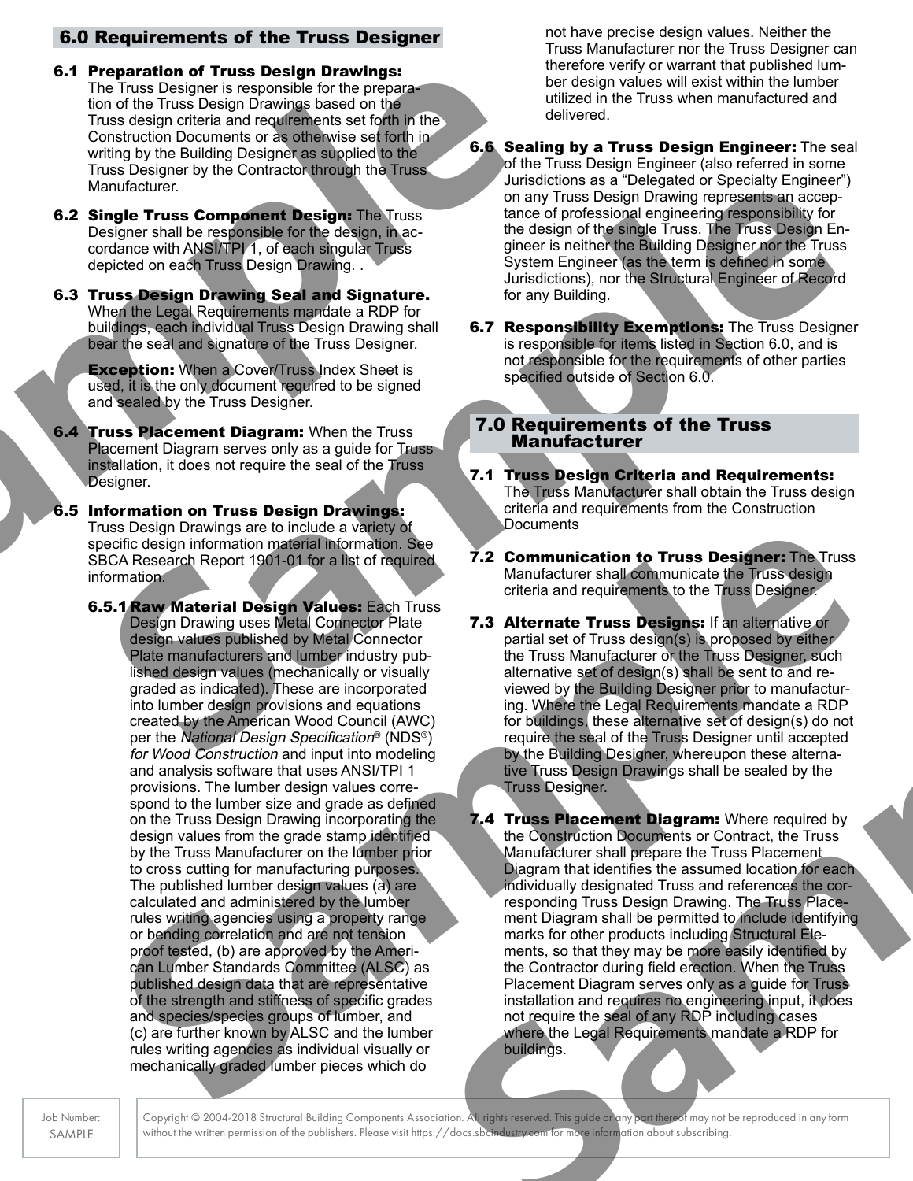## 6.0 Requirements of the Truss Designer

**6.1 Preparation of Truss Design Drawings:** The Truss Designer is responsible for the preparation of the Truss Design Drawings based on the Truss design criteria and requirements set forth in the Construction Documents or as otherwise set forth in writing by the Building Designer as supplied to the Truss Designer by the Contractor through the Truss Manufacturer.

**6.2 Single Truss Component Design:** The Truss Designer shall be responsible for the design, in accordance with ANSI/TPI 1, of each singular Truss depicted on each Truss Design Drawing. .

**6.3 Truss Design Drawing Seal and Signature.** When the Legal Requirements mandate a RDP for buildings, each individual Truss Design Drawing shall bear the seal and signature of the Truss Designer.

**Exception:** When a Cover/Truss Index Sheet is used, it is the only document required to be signed and sealed by the Truss Designer.

**6.4 Truss Placement Diagram:** When the Truss Placement Diagram serves only as a guide for Truss installation, it does not require the seal of the Truss Designer.

**6.5 Information on Truss Design Drawings:** Truss Design Drawings are to include a variety of specific design information material information. See SBCA Research Report 1901-01 for a list of required information.

**6.5.1 Raw Material Design Values:** Each Truss Design Drawing uses Metal Connector Plate design values published by Metal Connector Plate manufacturers and lumber industry published design values (mechanically or visually graded as indicated). These are incorporated into lumber design provisions and equations created by the American Wood Council (AWC) per the *National Design Specification*® (NDS®) *for Wood Construction* and input into modeling and analysis software that uses ANSI/TPI 1 provisions. The lumber design values correspond to the lumber size and grade as defined on the Truss Design Drawing incorporating the design values from the grade stamp identified by the Truss Manufacturer on the lumber prior to cross cutting for manufacturing purposes. The published lumber design values (a) are calculated and administered by the lumber rules writing agencies using a property range or bending correlation and are not tension proof tested, (b) are approved by the American Lumber Standards Committee (ALSC) as published design data that are representative of the strength and stiffness of specific grades and species/species groups of lumber, and (c) are further known by ALSC and the lumber rules writing agencies as individual visually or mechanically graded lumber pieces which do not have precise design values. Neither the Truss Manufacturer nor the Truss Designer can therefore verify or warrant that published lumber design values will exist within the lumber utilized in the Truss when manufactured and delivered.

**6.6 Sealing by a Truss Design Engineer:** The seal of the Truss Design Engineer (also referred in some Jurisdictions as a "Delegated or Specialty Engineer") on any Truss Design Drawing represents an acceptance of professional engineering responsibility for the design of the single Truss. The Truss Design Engineer is neither the Building Designer nor the Truss System Engineer (as the term is defined in some Jurisdictions), nor the Structural Engineer of Record for any Building.

**6.7 Responsibility Exemptions:** The Truss Designer is responsible for items listed in Section 6.0, and is not responsible for the requirements of other parties specified outside of Section 6.0.

## 7.0 Requirements of the Truss Manufacturer

**7.1 Truss Design Criteria and Requirements:** The Truss Manufacturer shall obtain the Truss design criteria and requirements from the Construction Documents

**7.2 Communication to Truss Designer:** The Truss Manufacturer shall communicate the Truss design criteria and requirements to the Truss Designer.

**7.3 Alternate Truss Designs:** If an alternative or partial set of Truss design(s) is proposed by either the Truss Manufacturer or the Truss Designer, such alternative set of design(s) shall be sent to and reviewed by the Building Designer prior to manufacturing. Where the Legal Requirements mandate a RDP for buildings, these alternative set of design(s) do not require the seal of the Truss Designer until accepted by the Building Designer, whereupon these alternative Truss Design Drawings shall be sealed by the Truss Designer.

**7.4 Truss Placement Diagram:** Where required by the Construction Documents or Contract, the Truss Manufacturer shall prepare the Truss Placement Diagram that identifies the assumed location for each individually designated Truss and references the corresponding Truss Design Drawing. The Truss Placement Diagram shall be permitted to include identifying marks for other products including Structural Elements, so that they may be more easily identified by the Contractor during field erection. When the Truss Placement Diagram serves only as a guide for Truss installation and requires no engineering input, it does not require the seal of any RDP including cases where the Legal Requirements mandate a RDP for buildings.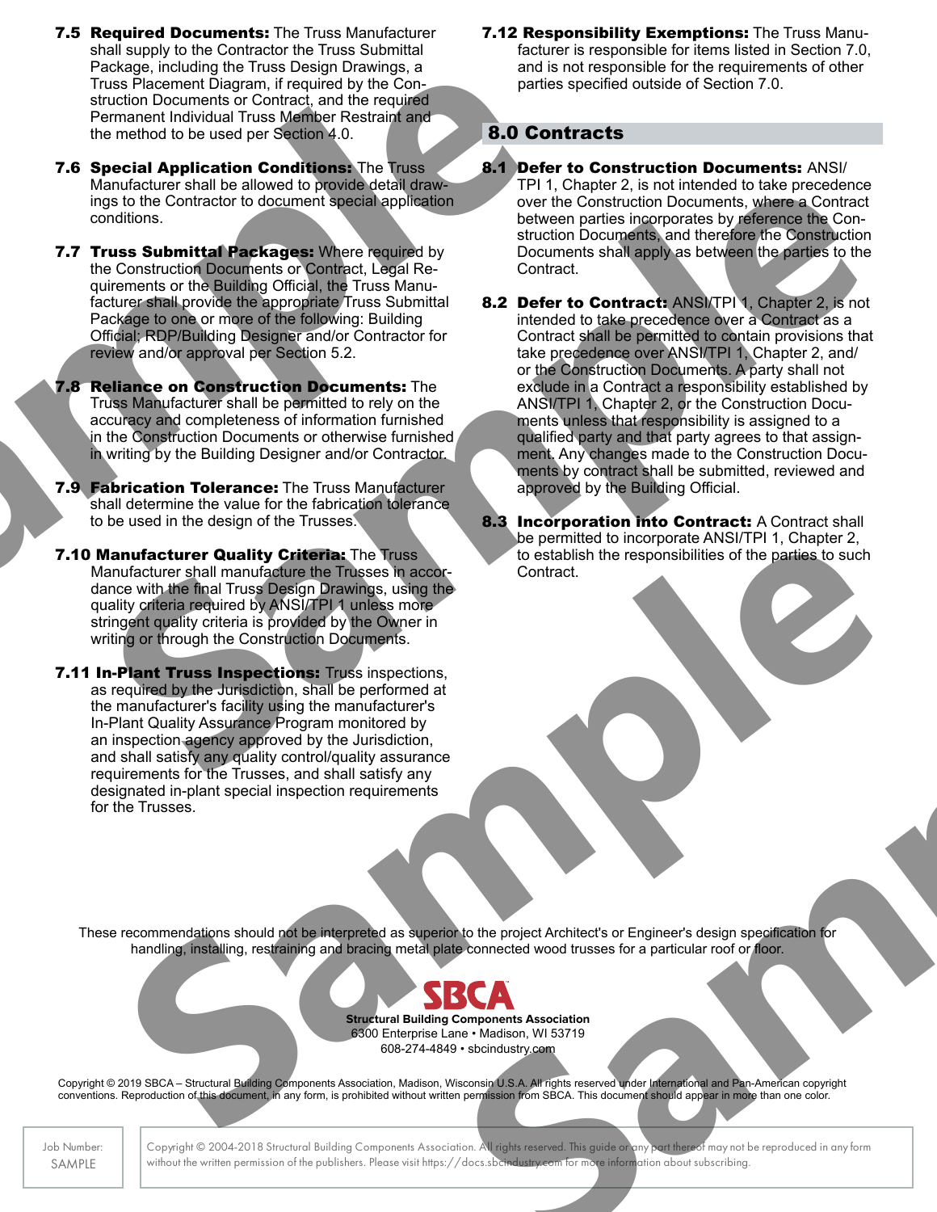**7.5 Required Documents:** The Truss Manufacturer shall supply to the Contractor the Truss Submittal Package, including the Truss Design Drawings, a Truss Placement Diagram, if required by the Construction Documents or Contract, and the required Permanent Individual Truss Member Restraint and the method to be used per Section 4.0.

**7.6 Special Application Conditions:** The Truss Manufacturer shall be allowed to provide detail drawings to the Contractor to document special application conditions.

**7.7 Truss Submittal Packages:** Where required by the Construction Documents or Contract, Legal Requirements or the Building Official, the Truss Manufacturer shall provide the appropriate Truss Submittal Package to one or more of the following: Building Official; RDP/Building Designer and/or Contractor for review and/or approval per Section 5.2.

**7.8 Reliance on Construction Documents:** The Truss Manufacturer shall be permitted to rely on the accuracy and completeness of information furnished in the Construction Documents or otherwise furnished in writing by the Building Designer and/or Contractor.

**7.9 Fabrication Tolerance:** The Truss Manufacturer shall determine the value for the fabrication tolerance to be used in the design of the Trusses.

**7.10 Manufacturer Quality Criteria:** The Truss Manufacturer shall manufacture the Trusses in accordance with the final Truss Design Drawings, using the quality criteria required by ANSI/TPI 1 unless more stringent quality criteria is provided by the Owner in writing or through the Construction Documents.

**7.11 In-Plant Truss Inspections:** Truss inspections, as required by the Jurisdiction, shall be performed at the manufacturer's facility using the manufacturer's In-Plant Quality Assurance Program monitored by an inspection agency approved by the Jurisdiction, and shall satisfy any quality control/quality assurance requirements for the Trusses, and shall satisfy any designated in-plant special inspection requirements for the Trusses.

**7.12 Responsibility Exemptions:** The Truss Manufacturer is responsible for items listed in Section 7.0, and is not responsible for the requirements of other parties specified outside of Section 7.0.

## 8.0 Contracts

**8.1 Defer to Construction Documents:** ANSI/TPI 1, Chapter 2, is not intended to take precedence over the Construction Documents, where a Contract between parties incorporates by reference the Construction Documents, and therefore the Construction Documents shall apply as between the parties to the Contract.

**8.2 Defer to Contract:** ANSI/TPI 1, Chapter 2, is not intended to take precedence over a Contract as a Contract shall be permitted to contain provisions that take precedence over ANSI/TPI 1, Chapter 2, and/or the Construction Documents. A party shall not exclude in a Contract a responsibility established by ANSI/TPI 1, Chapter 2, or the Construction Documents unless that responsibility is assigned to a qualified party and that party agrees to that assignment. Any changes made to the Construction Documents by contract shall be submitted, reviewed and approved by the Building Official.

**8.3 Incorporation into Contract:** A Contract shall be permitted to incorporate ANSI/TPI 1, Chapter 2, to establish the responsibilities of the parties to such Contract.

These recommendations should not be interpreted as superior to the project Architect's or Engineer's design specification for handling, installing, restraining and bracing metal plate connected wood trusses for a particular roof or floor.

SBCA
**Structural Building Components Association**
6300 Enterprise Lane • Madison, WI 53719
608-274-4849 • sbcindustry.com

Copyright © 2019 SBCA – Structural Building Components Association, Madison, Wisconsin U.S.A. All rights reserved under International and Pan-American copyright conventions. Reproduction of this document, in any form, is prohibited without written permission from SBCA. This document should appear in more than one color.

Job Number: SAMPLE

Copyright © 2004-2018 Structural Building Components Association. All rights reserved. This guide or any part thereof may not be reproduced in any form without the written permission of the publishers. Please visit https://docs.sbcindustry.com for more information about subscribing.